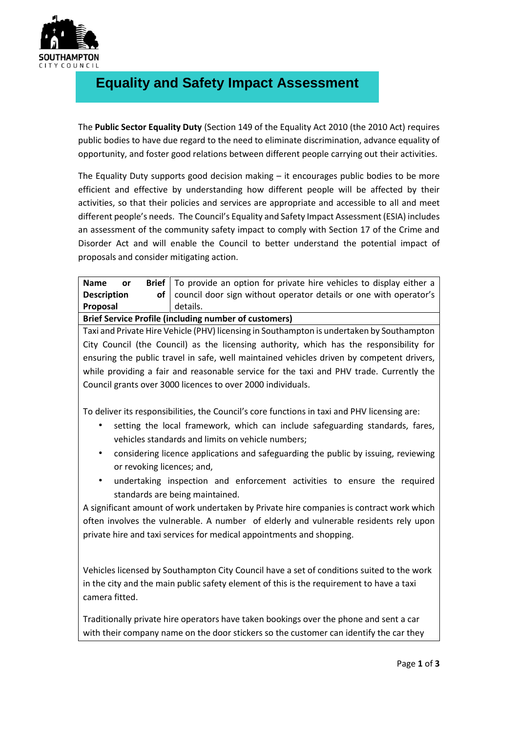# Equality and Safety Impact Assessment

The **Public Sector Equality Duty** (Section 149 of the Equality Act 2010 (the 2010 Act) requires public bodies to have due regard to the need to eliminate discrimination, advance equality of opportunity, and foster good relations between different people carrying out their activities.

The Equality Duty supports good decision making – it encourages public bodies to be more efficient and effective by understanding how different people will be affected by their activities, so that their policies and services are appropriate and accessible to all and meet different people's needs. The Council's Equality and Safety Impact Assessment (ESIA) includes an assessment of the community safety impact to comply with Section 17 of the Crime and Disorder Act and will enable the Council to better understand the potential impact of proposals and consider mitigating action.

| **Name or Brief Description of Proposal** | To provide an option for private hire vehicles to display either a council door sign without operator details or one with operator's details. |
|---|---|
| **Brief Service Profile (including number of customers)** | |

Taxi and Private Hire Vehicle (PHV) licensing in Southampton is undertaken by Southampton City Council (the Council) as the licensing authority, which has the responsibility for ensuring the public travel in safe, well maintained vehicles driven by competent drivers, while providing a fair and reasonable service for the taxi and PHV trade. Currently the Council grants over 3000 licences to over 2000 individuals.

To deliver its responsibilities, the Council's core functions in taxi and PHV licensing are:

- setting the local framework, which can include safeguarding standards, fares, vehicles standards and limits on vehicle numbers;
- considering licence applications and safeguarding the public by issuing, reviewing or revoking licences; and,
- undertaking inspection and enforcement activities to ensure the required standards are being maintained.

A significant amount of work undertaken by Private hire companies is contract work which often involves the vulnerable. A number of elderly and vulnerable residents rely upon private hire and taxi services for medical appointments and shopping.

Vehicles licensed by Southampton City Council have a set of conditions suited to the work in the city and the main public safety element of this is the requirement to have a taxi camera fitted.

Traditionally private hire operators have taken bookings over the phone and sent a car with their company name on the door stickers so the customer can identify the car they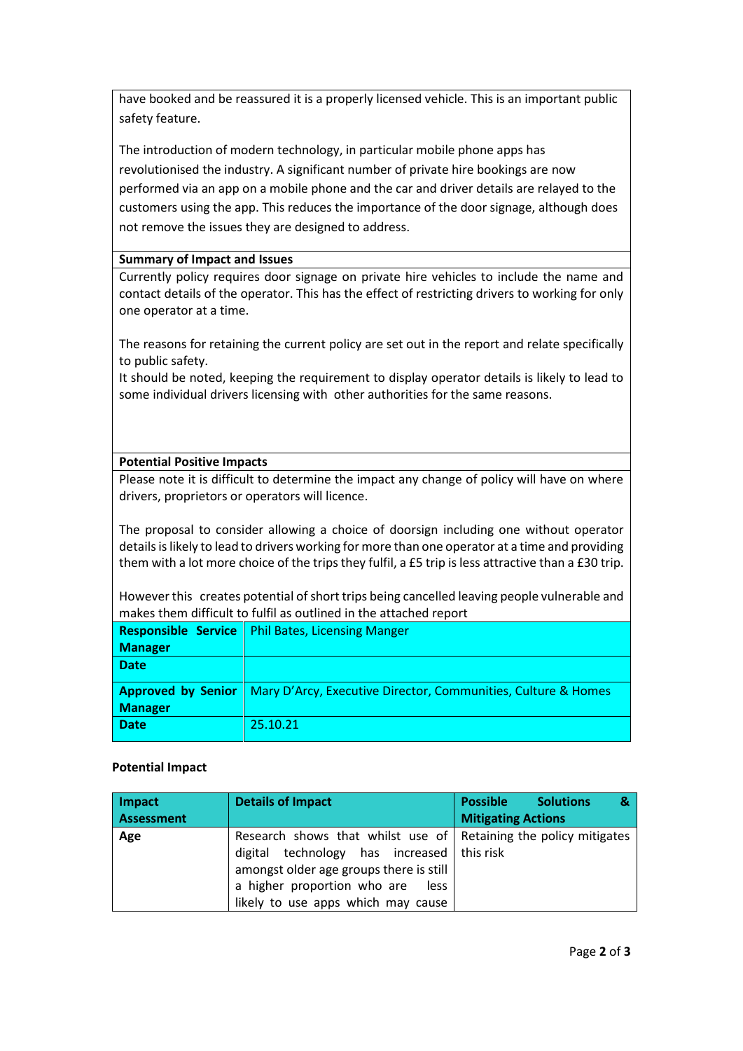have booked and be reassured it is a properly licensed vehicle. This is an important public safety feature.

The introduction of modern technology, in particular mobile phone apps has revolutionised the industry. A significant number of private hire bookings are now performed via an app on a mobile phone and the car and driver details are relayed to the customers using the app. This reduces the importance of the door signage, although does not remove the issues they are designed to address.

**Summary of Impact and Issues**

Currently policy requires door signage on private hire vehicles to include the name and contact details of the operator. This has the effect of restricting drivers to working for only one operator at a time.

The reasons for retaining the current policy are set out in the report and relate specifically to public safety.
It should be noted, keeping the requirement to display operator details is likely to lead to some individual drivers licensing with other authorities for the same reasons.

**Potential Positive Impacts**

Please note it is difficult to determine the impact any change of policy will have on where drivers, proprietors or operators will licence.

The proposal to consider allowing a choice of doorsign including one without operator details is likely to lead to drivers working for more than one operator at a time and providing them with a lot more choice of the trips they fulfil, a £5 trip is less attractive than a £30 trip.

However this creates potential of short trips being cancelled leaving people vulnerable and makes them difficult to fulfil as outlined in the attached report

| | |
|---|---|
| **Responsible Service Manager** | Phil Bates, Licensing Manger |
| **Date** | |
| **Approved by Senior Manager** | Mary D'Arcy, Executive Director, Communities, Culture & Homes |
| **Date** | 25.10.21 |

**Potential Impact**

| Impact Assessment | Details of Impact | Possible Solutions & Mitigating Actions |
|---|---|---|
| **Age** | Research shows that whilst use of digital technology has increased amongst older age groups there is still a higher proportion who are less likely to use apps which may cause | Retaining the policy mitigates this risk |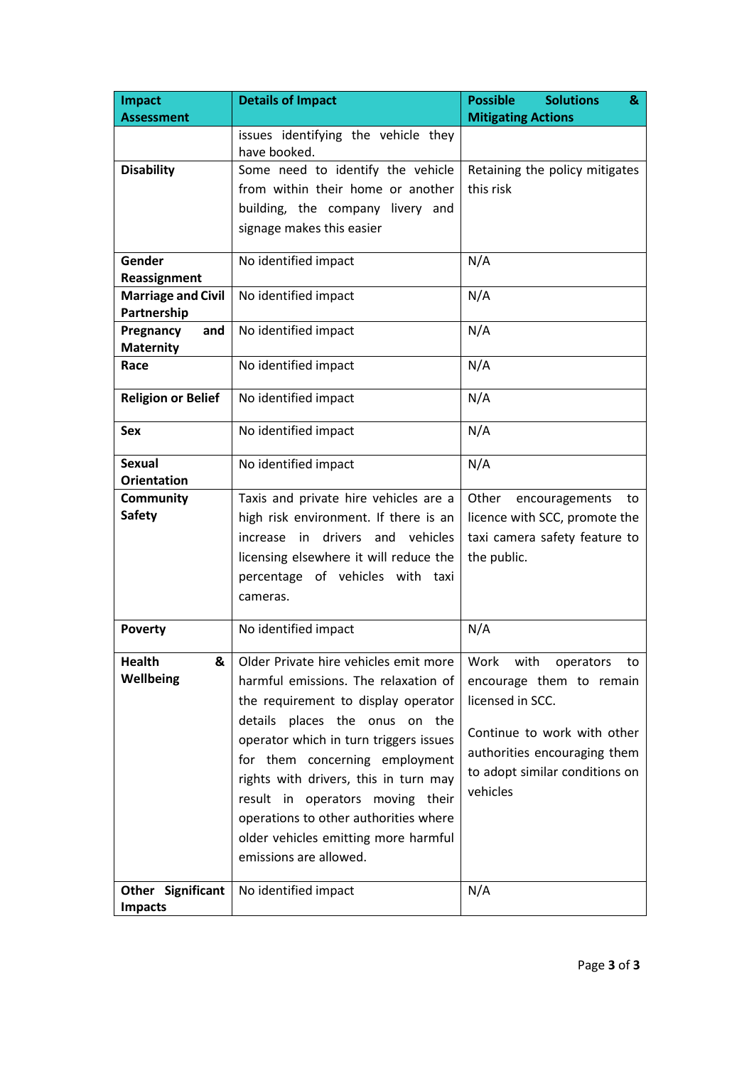| Impact Assessment | Details of Impact | Possible Solutions & Mitigating Actions |
|---|---|---|
| | issues identifying the vehicle they have booked. | |
| **Disability** | Some need to identify the vehicle from within their home or another building, the company livery and signage makes this easier | Retaining the policy mitigates this risk |
| **Gender Reassignment** | No identified impact | N/A |
| **Marriage and Civil Partnership** | No identified impact | N/A |
| **Pregnancy and Maternity** | No identified impact | N/A |
| **Race** | No identified impact | N/A |
| **Religion or Belief** | No identified impact | N/A |
| **Sex** | No identified impact | N/A |
| **Sexual Orientation** | No identified impact | N/A |
| **Community Safety** | Taxis and private hire vehicles are a high risk environment. If there is an increase in drivers and vehicles licensing elsewhere it will reduce the percentage of vehicles with taxi cameras. | Other encouragements to licence with SCC, promote the taxi camera safety feature to the public. |
| **Poverty** | No identified impact | N/A |
| **Health & Wellbeing** | Older Private hire vehicles emit more harmful emissions. The relaxation of the requirement to display operator details places the onus on the operator which in turn triggers issues for them concerning employment rights with drivers, this in turn may result in operators moving their operations to other authorities where older vehicles emitting more harmful emissions are allowed. | Work with operators to encourage them to remain licensed in SCC.<br><br>Continue to work with other authorities encouraging them to adopt similar conditions on vehicles |
| **Other Significant Impacts** | No identified impact | N/A |